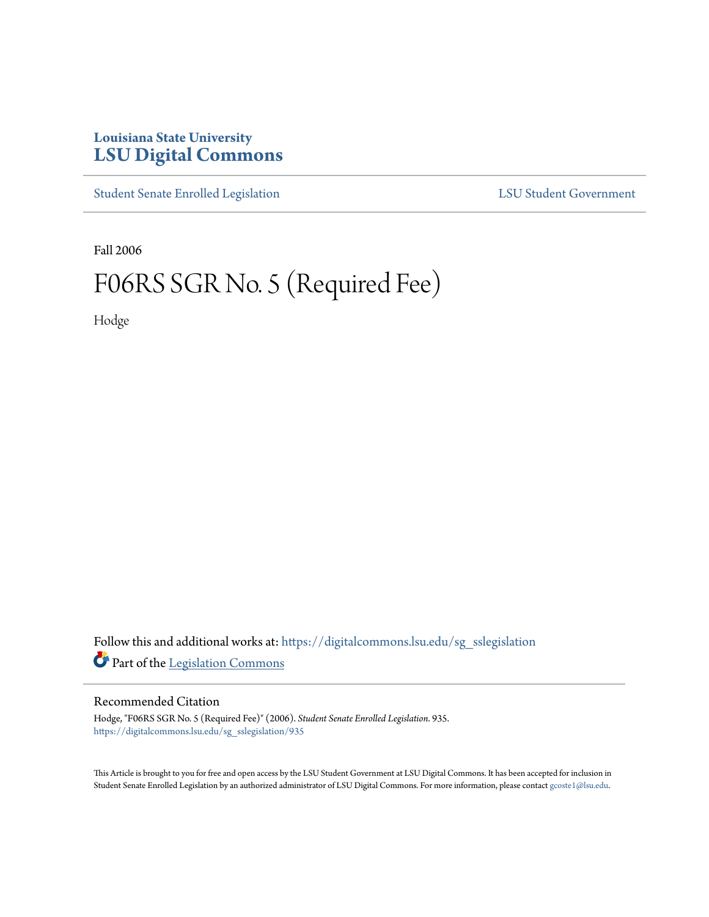Louisiana State University
# LSU Digital Commons

Student Senate Enrolled Legislation LSU Student Government

Fall 2006

# F06RS SGR No. 5 (Required Fee)

Hodge

Follow this and additional works at: https://digitalcommons.lsu.edu/sg_sslegislation

Part of the Legislation Commons

## Recommended Citation

Hodge, "F06RS SGR No. 5 (Required Fee)" (2006). *Student Senate Enrolled Legislation*. 935.
https://digitalcommons.lsu.edu/sg_sslegislation/935

This Article is brought to you for free and open access by the LSU Student Government at LSU Digital Commons. It has been accepted for inclusion in Student Senate Enrolled Legislation by an authorized administrator of LSU Digital Commons. For more information, please contact gcoste1@lsu.edu.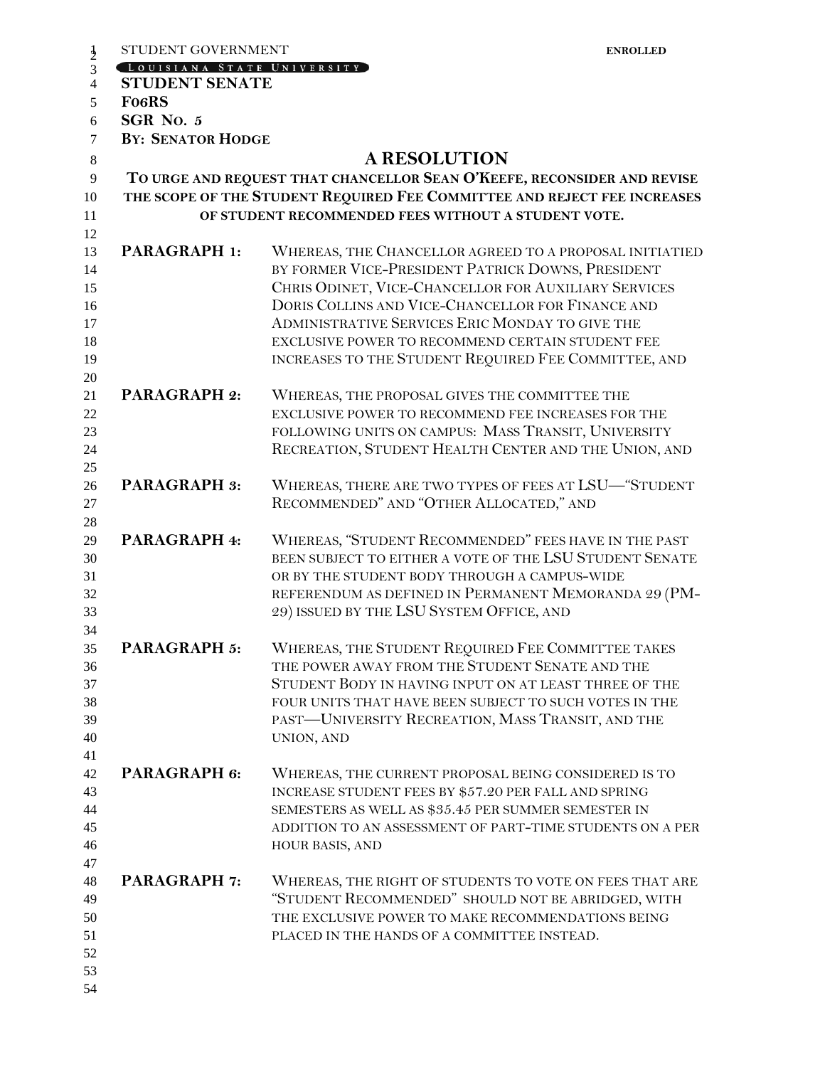STUDENT GOVERNMENT **ENROLLED**

LOUISIANA STATE UNIVERSITY

**STUDENT SENATE**

**F06RS**

**SGR No. 5**

**BY: SENATOR HODGE**

# A RESOLUTION

**TO URGE AND REQUEST THAT CHANCELLOR SEAN O'KEEFE, RECONSIDER AND REVISE THE SCOPE OF THE STUDENT REQUIRED FEE COMMITTEE AND REJECT FEE INCREASES OF STUDENT RECOMMENDED FEES WITHOUT A STUDENT VOTE.**

**PARAGRAPH 1:** WHEREAS, THE CHANCELLOR AGREED TO A PROPOSAL INITIATIED BY FORMER VICE-PRESIDENT PATRICK DOWNS, PRESIDENT CHRIS ODINET, VICE-CHANCELLOR FOR AUXILIARY SERVICES DORIS COLLINS AND VICE-CHANCELLOR FOR FINANCE AND ADMINISTRATIVE SERVICES ERIC MONDAY TO GIVE THE EXCLUSIVE POWER TO RECOMMEND CERTAIN STUDENT FEE INCREASES TO THE STUDENT REQUIRED FEE COMMITTEE, AND

**PARAGRAPH 2:** WHEREAS, THE PROPOSAL GIVES THE COMMITTEE THE EXCLUSIVE POWER TO RECOMMEND FEE INCREASES FOR THE FOLLOWING UNITS ON CAMPUS: MASS TRANSIT, UNIVERSITY RECREATION, STUDENT HEALTH CENTER AND THE UNION, AND

**PARAGRAPH 3:** WHEREAS, THERE ARE TWO TYPES OF FEES AT LSU—"STUDENT RECOMMENDED" AND "OTHER ALLOCATED," AND

**PARAGRAPH 4:** WHEREAS, "STUDENT RECOMMENDED" FEES HAVE IN THE PAST BEEN SUBJECT TO EITHER A VOTE OF THE LSU STUDENT SENATE OR BY THE STUDENT BODY THROUGH A CAMPUS-WIDE REFERENDUM AS DEFINED IN PERMANENT MEMORANDA 29 (PM-29) ISSUED BY THE LSU SYSTEM OFFICE, AND

**PARAGRAPH 5:** WHEREAS, THE STUDENT REQUIRED FEE COMMITTEE TAKES THE POWER AWAY FROM THE STUDENT SENATE AND THE STUDENT BODY IN HAVING INPUT ON AT LEAST THREE OF THE FOUR UNITS THAT HAVE BEEN SUBJECT TO SUCH VOTES IN THE PAST—UNIVERSITY RECREATION, MASS TRANSIT, AND THE UNION, AND

**PARAGRAPH 6:** WHEREAS, THE CURRENT PROPOSAL BEING CONSIDERED IS TO INCREASE STUDENT FEES BY $57.20 PER FALL AND SPRING SEMESTERS AS WELL AS $35.45 PER SUMMER SEMESTER IN ADDITION TO AN ASSESSMENT OF PART-TIME STUDENTS ON A PER HOUR BASIS, AND

**PARAGRAPH 7:** WHEREAS, THE RIGHT OF STUDENTS TO VOTE ON FEES THAT ARE "STUDENT RECOMMENDED" SHOULD NOT BE ABRIDGED, WITH THE EXCLUSIVE POWER TO MAKE RECOMMENDATIONS BEING PLACED IN THE HANDS OF A COMMITTEE INSTEAD.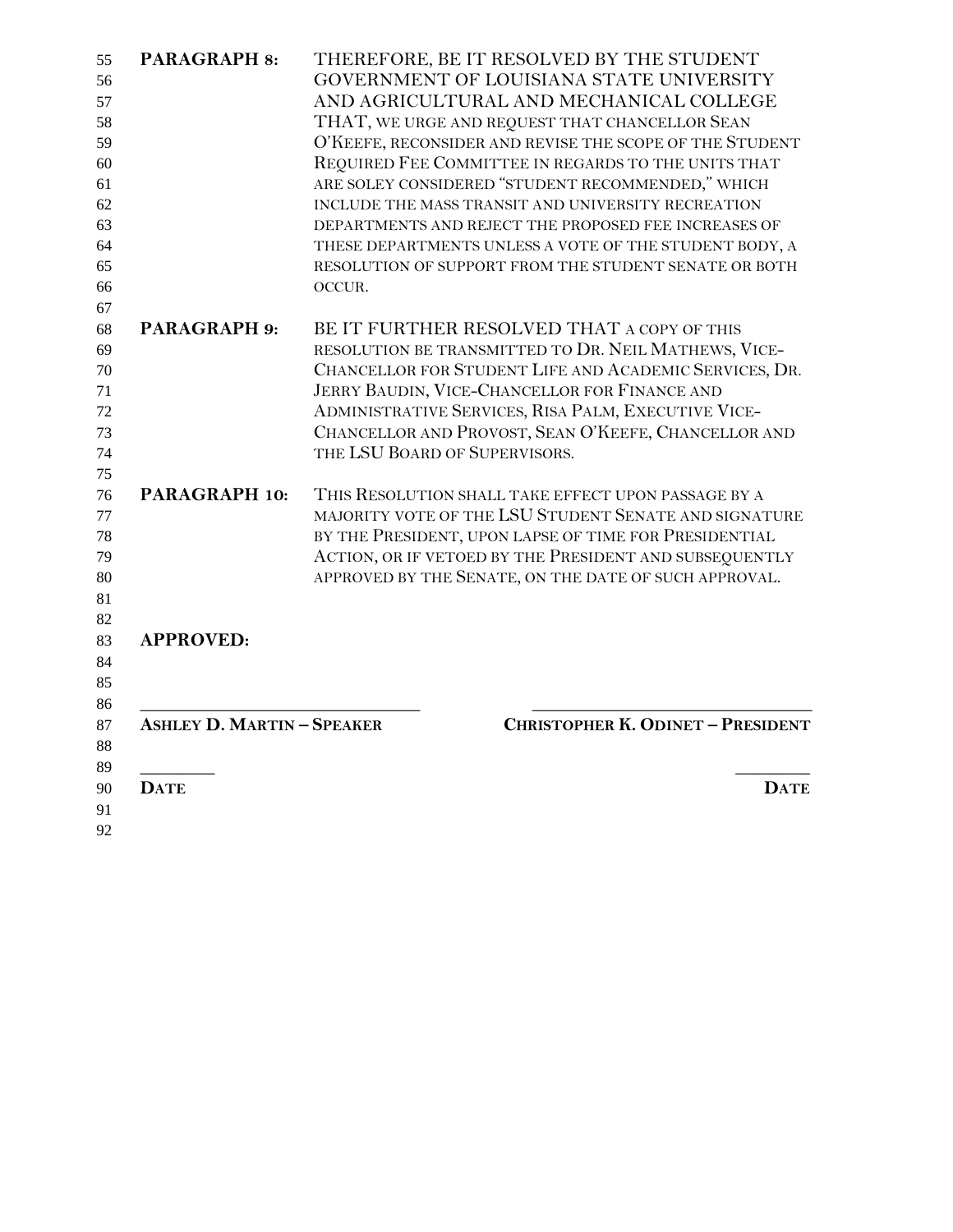**PARAGRAPH 8:** THEREFORE, BE IT RESOLVED BY THE STUDENT GOVERNMENT OF LOUISIANA STATE UNIVERSITY AND AGRICULTURAL AND MECHANICAL COLLEGE THAT, WE URGE AND REQUEST THAT CHANCELLOR SEAN O'KEEFE, RECONSIDER AND REVISE THE SCOPE OF THE STUDENT REQUIRED FEE COMMITTEE IN REGARDS TO THE UNITS THAT ARE SOLEY CONSIDERED "STUDENT RECOMMENDED," WHICH INCLUDE THE MASS TRANSIT AND UNIVERSITY RECREATION DEPARTMENTS AND REJECT THE PROPOSED FEE INCREASES OF THESE DEPARTMENTS UNLESS A VOTE OF THE STUDENT BODY, A RESOLUTION OF SUPPORT FROM THE STUDENT SENATE OR BOTH OCCUR.

**PARAGRAPH 9:** BE IT FURTHER RESOLVED THAT A COPY OF THIS RESOLUTION BE TRANSMITTED TO DR. NEIL MATHEWS, VICE-CHANCELLOR FOR STUDENT LIFE AND ACADEMIC SERVICES, DR. JERRY BAUDIN, VICE-CHANCELLOR FOR FINANCE AND ADMINISTRATIVE SERVICES, RISA PALM, EXECUTIVE VICE-CHANCELLOR AND PROVOST, SEAN O'KEEFE, CHANCELLOR AND THE LSU BOARD OF SUPERVISORS.

**PARAGRAPH 10:** THIS RESOLUTION SHALL TAKE EFFECT UPON PASSAGE BY A MAJORITY VOTE OF THE LSU STUDENT SENATE AND SIGNATURE BY THE PRESIDENT, UPON LAPSE OF TIME FOR PRESIDENTIAL ACTION, OR IF VETOED BY THE PRESIDENT AND SUBSEQUENTLY APPROVED BY THE SENATE, ON THE DATE OF SUCH APPROVAL.

**APPROVED:**

______________________________

**ASHLEY D. MARTIN – SPEAKER**

______________________________

**CHRISTOPHER K. ODINET – PRESIDENT**

________

**DATE**

________

**DATE**